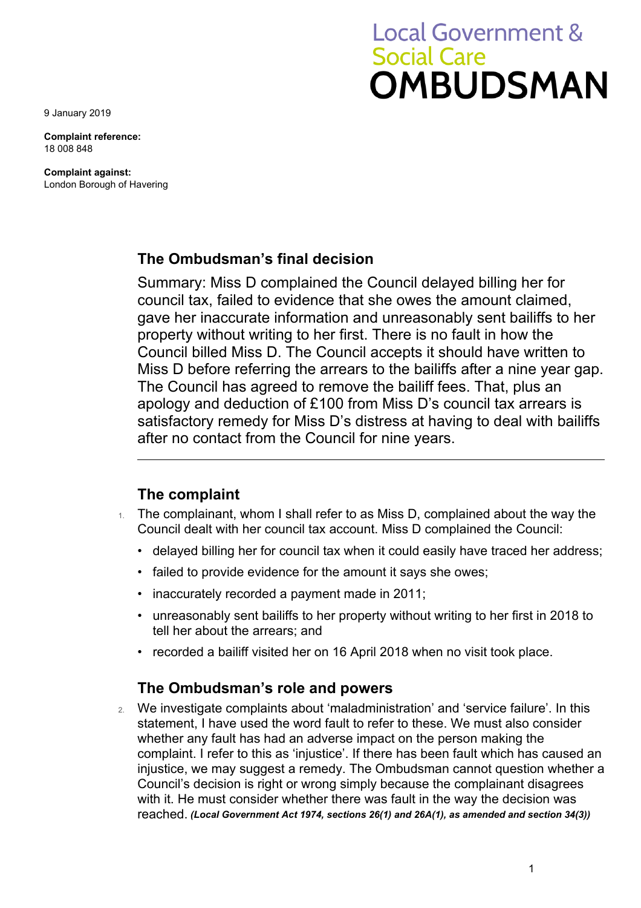Local Government & Social Care
**OMBUDSMAN**

9 January 2019

**Complaint reference:**
18 008 848

**Complaint against:**
London Borough of Havering

## The Ombudsman's final decision

Summary: Miss D complained the Council delayed billing her for council tax, failed to evidence that she owes the amount claimed, gave her inaccurate information and unreasonably sent bailiffs to her property without writing to her first. There is no fault in how the Council billed Miss D. The Council accepts it should have written to Miss D before referring the arrears to the bailiffs after a nine year gap. The Council has agreed to remove the bailiff fees. That, plus an apology and deduction of £100 from Miss D's council tax arrears is satisfactory remedy for Miss D's distress at having to deal with bailiffs after no contact from the Council for nine years.

---

## The complaint

1. The complainant, whom I shall refer to as Miss D, complained about the way the Council dealt with her council tax account. Miss D complained the Council:
   - delayed billing her for council tax when it could easily have traced her address;
   - failed to provide evidence for the amount it says she owes;
   - inaccurately recorded a payment made in 2011;
   - unreasonably sent bailiffs to her property without writing to her first in 2018 to tell her about the arrears; and
   - recorded a bailiff visited her on 16 April 2018 when no visit took place.

## The Ombudsman's role and powers

2. We investigate complaints about 'maladministration' and 'service failure'. In this statement, I have used the word fault to refer to these. We must also consider whether any fault has had an adverse impact on the person making the complaint. I refer to this as 'injustice'. If there has been fault which has caused an injustice, we may suggest a remedy. The Ombudsman cannot question whether a Council's decision is right or wrong simply because the complainant disagrees with it. He must consider whether there was fault in the way the decision was reached. ***(Local Government Act 1974, sections 26(1) and 26A(1), as amended and section 34(3))***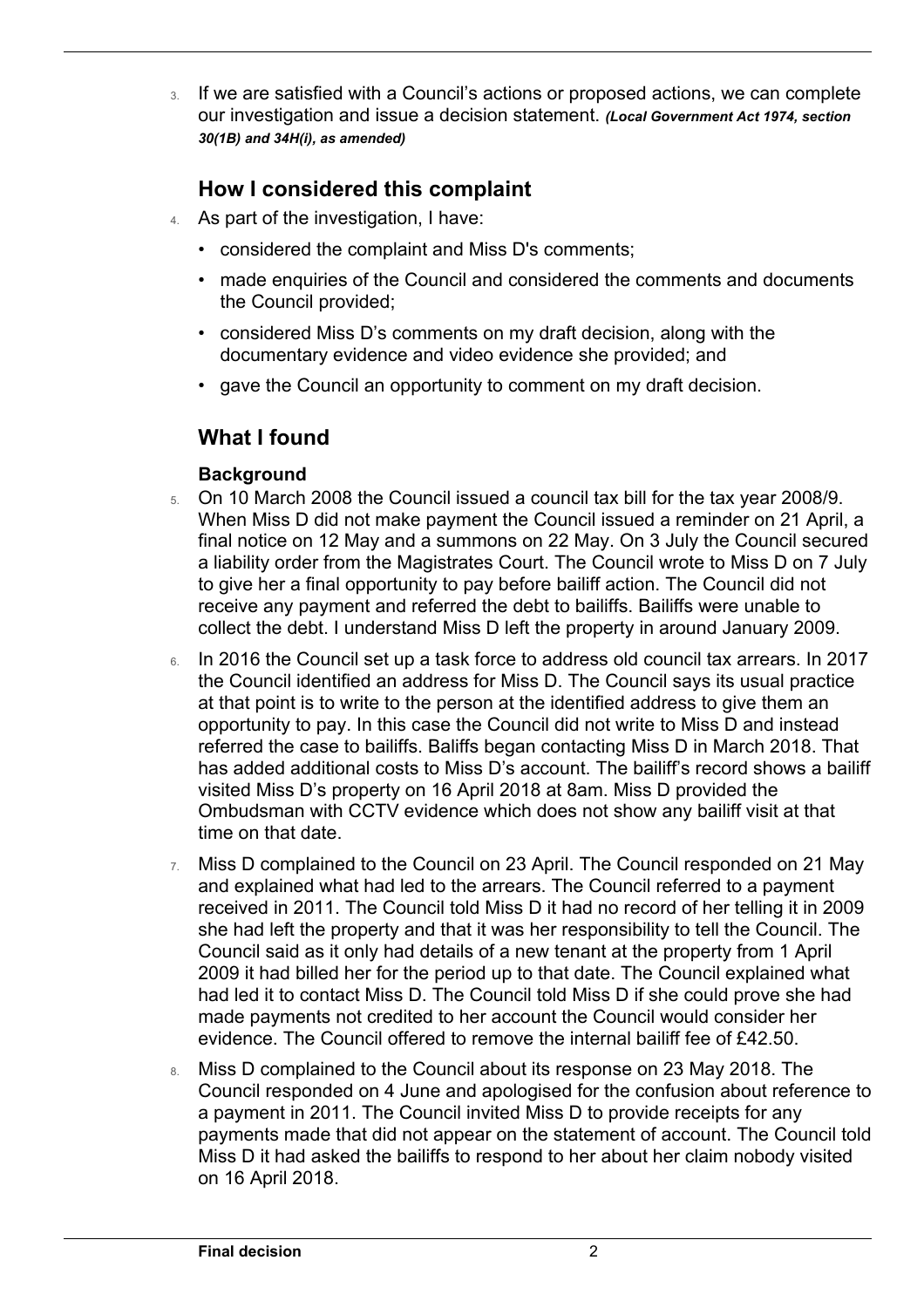3. If we are satisfied with a Council's actions or proposed actions, we can complete our investigation and issue a decision statement. ***(Local Government Act 1974, section 30(1B) and 34H(i), as amended)***

## How I considered this complaint

4. As part of the investigation, I have:
   - considered the complaint and Miss D's comments;
   - made enquiries of the Council and considered the comments and documents the Council provided;
   - considered Miss D's comments on my draft decision, along with the documentary evidence and video evidence she provided; and
   - gave the Council an opportunity to comment on my draft decision.

## What I found

### Background

5. On 10 March 2008 the Council issued a council tax bill for the tax year 2008/9. When Miss D did not make payment the Council issued a reminder on 21 April, a final notice on 12 May and a summons on 22 May. On 3 July the Council secured a liability order from the Magistrates Court. The Council wrote to Miss D on 7 July to give her a final opportunity to pay before bailiff action. The Council did not receive any payment and referred the debt to bailiffs. Bailiffs were unable to collect the debt. I understand Miss D left the property in around January 2009.

6. In 2016 the Council set up a task force to address old council tax arrears. In 2017 the Council identified an address for Miss D. The Council says its usual practice at that point is to write to the person at the identified address to give them an opportunity to pay. In this case the Council did not write to Miss D and instead referred the case to bailiffs. Baliffs began contacting Miss D in March 2018. That has added additional costs to Miss D's account. The bailiff's record shows a bailiff visited Miss D's property on 16 April 2018 at 8am. Miss D provided the Ombudsman with CCTV evidence which does not show any bailiff visit at that time on that date.

7. Miss D complained to the Council on 23 April. The Council responded on 21 May and explained what had led to the arrears. The Council referred to a payment received in 2011. The Council told Miss D it had no record of her telling it in 2009 she had left the property and that it was her responsibility to tell the Council. The Council said as it only had details of a new tenant at the property from 1 April 2009 it had billed her for the period up to that date. The Council explained what had led it to contact Miss D. The Council told Miss D if she could prove she had made payments not credited to her account the Council would consider her evidence. The Council offered to remove the internal bailiff fee of £42.50.

8. Miss D complained to the Council about its response on 23 May 2018. The Council responded on 4 June and apologised for the confusion about reference to a payment in 2011. The Council invited Miss D to provide receipts for any payments made that did not appear on the statement of account. The Council told Miss D it had asked the bailiffs to respond to her about her claim nobody visited on 16 April 2018.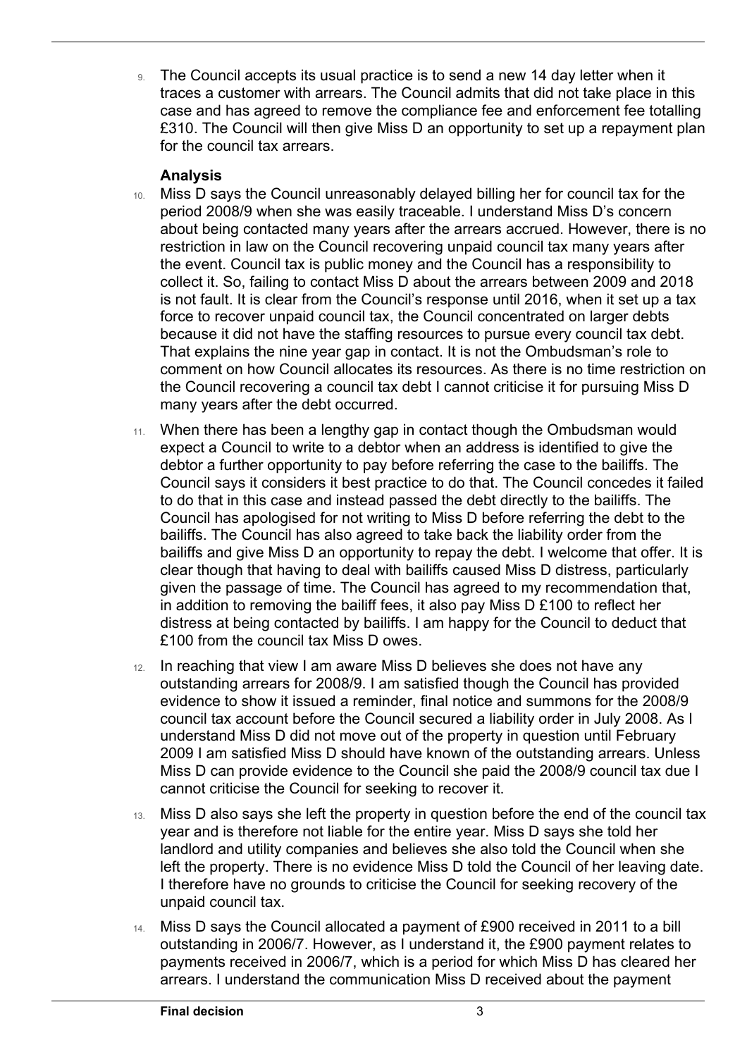9. The Council accepts its usual practice is to send a new 14 day letter when it traces a customer with arrears. The Council admits that did not take place in this case and has agreed to remove the compliance fee and enforcement fee totalling £310. The Council will then give Miss D an opportunity to set up a repayment plan for the council tax arrears.

### Analysis

10. Miss D says the Council unreasonably delayed billing her for council tax for the period 2008/9 when she was easily traceable. I understand Miss D's concern about being contacted many years after the arrears accrued. However, there is no restriction in law on the Council recovering unpaid council tax many years after the event. Council tax is public money and the Council has a responsibility to collect it. So, failing to contact Miss D about the arrears between 2009 and 2018 is not fault. It is clear from the Council's response until 2016, when it set up a tax force to recover unpaid council tax, the Council concentrated on larger debts because it did not have the staffing resources to pursue every council tax debt. That explains the nine year gap in contact. It is not the Ombudsman's role to comment on how Council allocates its resources. As there is no time restriction on the Council recovering a council tax debt I cannot criticise it for pursuing Miss D many years after the debt occurred.

11. When there has been a lengthy gap in contact though the Ombudsman would expect a Council to write to a debtor when an address is identified to give the debtor a further opportunity to pay before referring the case to the bailiffs. The Council says it considers it best practice to do that. The Council concedes it failed to do that in this case and instead passed the debt directly to the bailiffs. The Council has apologised for not writing to Miss D before referring the debt to the bailiffs. The Council has also agreed to take back the liability order from the bailiffs and give Miss D an opportunity to repay the debt. I welcome that offer. It is clear though that having to deal with bailiffs caused Miss D distress, particularly given the passage of time. The Council has agreed to my recommendation that, in addition to removing the bailiff fees, it also pay Miss D £100 to reflect her distress at being contacted by bailiffs. I am happy for the Council to deduct that £100 from the council tax Miss D owes.

12. In reaching that view I am aware Miss D believes she does not have any outstanding arrears for 2008/9. I am satisfied though the Council has provided evidence to show it issued a reminder, final notice and summons for the 2008/9 council tax account before the Council secured a liability order in July 2008. As I understand Miss D did not move out of the property in question until February 2009 I am satisfied Miss D should have known of the outstanding arrears. Unless Miss D can provide evidence to the Council she paid the 2008/9 council tax due I cannot criticise the Council for seeking to recover it.

13. Miss D also says she left the property in question before the end of the council tax year and is therefore not liable for the entire year. Miss D says she told her landlord and utility companies and believes she also told the Council when she left the property. There is no evidence Miss D told the Council of her leaving date. I therefore have no grounds to criticise the Council for seeking recovery of the unpaid council tax.

14. Miss D says the Council allocated a payment of £900 received in 2011 to a bill outstanding in 2006/7. However, as I understand it, the £900 payment relates to payments received in 2006/7, which is a period for which Miss D has cleared her arrears. I understand the communication Miss D received about the payment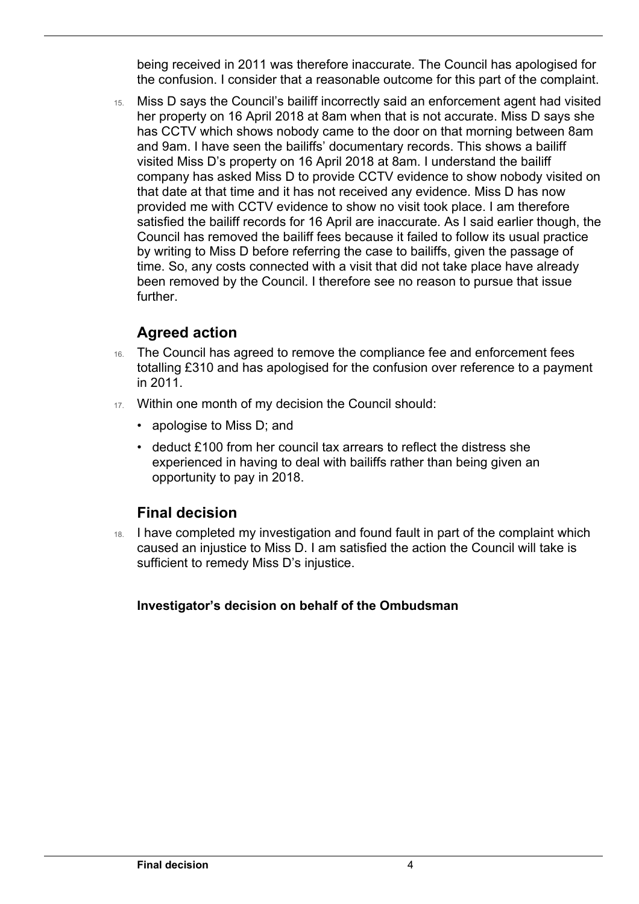being received in 2011 was therefore inaccurate. The Council has apologised for the confusion. I consider that a reasonable outcome for this part of the complaint.

15. Miss D says the Council's bailiff incorrectly said an enforcement agent had visited her property on 16 April 2018 at 8am when that is not accurate. Miss D says she has CCTV which shows nobody came to the door on that morning between 8am and 9am. I have seen the bailiffs' documentary records. This shows a bailiff visited Miss D's property on 16 April 2018 at 8am. I understand the bailiff company has asked Miss D to provide CCTV evidence to show nobody visited on that date at that time and it has not received any evidence. Miss D has now provided me with CCTV evidence to show no visit took place. I am therefore satisfied the bailiff records for 16 April are inaccurate. As I said earlier though, the Council has removed the bailiff fees because it failed to follow its usual practice by writing to Miss D before referring the case to bailiffs, given the passage of time. So, any costs connected with a visit that did not take place have already been removed by the Council. I therefore see no reason to pursue that issue further.

## Agreed action

16. The Council has agreed to remove the compliance fee and enforcement fees totalling £310 and has apologised for the confusion over reference to a payment in 2011.

17. Within one month of my decision the Council should:
    - apologise to Miss D; and
    - deduct £100 from her council tax arrears to reflect the distress she experienced in having to deal with bailiffs rather than being given an opportunity to pay in 2018.

## Final decision

18. I have completed my investigation and found fault in part of the complaint which caused an injustice to Miss D. I am satisfied the action the Council will take is sufficient to remedy Miss D's injustice.

**Investigator's decision on behalf of the Ombudsman**